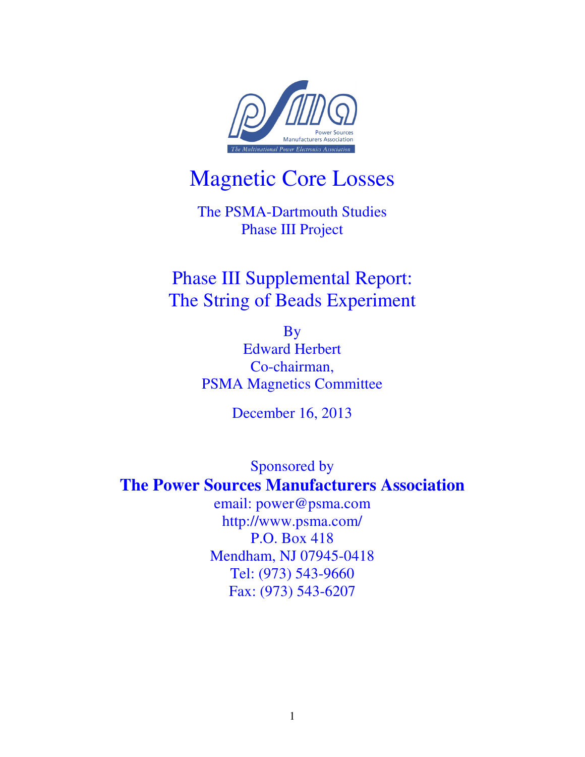# Magnetic Core Losses

The PSMA-Dartmouth Studies
Phase III Project

## Phase III Supplemental Report: The String of Beads Experiment

By
Edward Herbert
Co-chairman,
PSMA Magnetics Committee

December 16, 2013

Sponsored by

**The Power Sources Manufacturers Association**

email: power@psma.com
http://www.psma.com/
P.O. Box 418
Mendham, NJ 07945-0418
Tel: (973) 543-9660
Fax: (973) 543-6207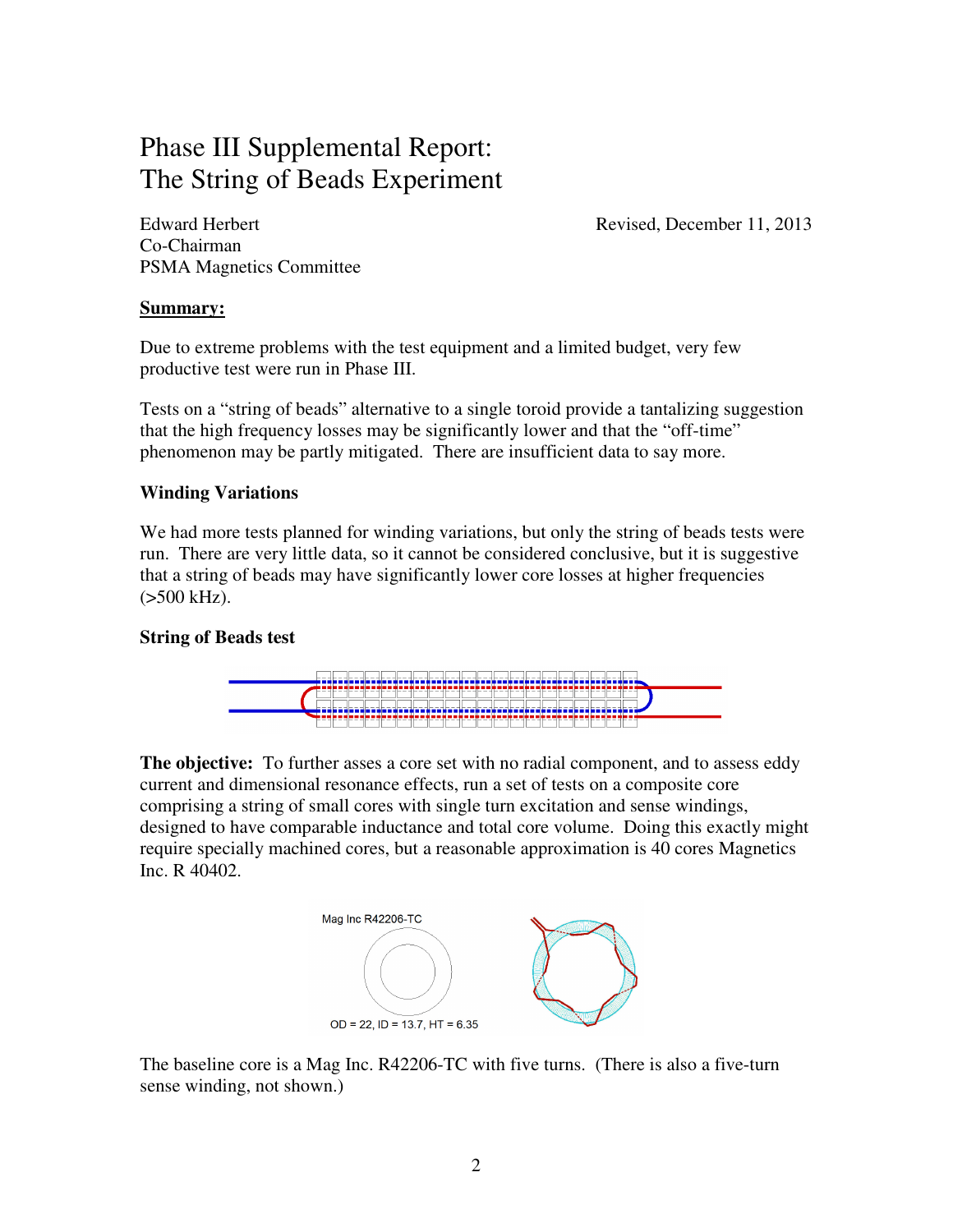# Phase III Supplemental Report: The String of Beads Experiment

Edward Herbert
Co-Chairman
PSMA Magnetics Committee

Revised, December 11, 2013

**Summary:**

Due to extreme problems with the test equipment and a limited budget, very few productive test were run in Phase III.

Tests on a "string of beads" alternative to a single toroid provide a tantalizing suggestion that the high frequency losses may be significantly lower and that the "off-time" phenomenon may be partly mitigated. There are insufficient data to say more.

### Winding Variations

We had more tests planned for winding variations, but only the string of beads tests were run. There are very little data, so it cannot be considered conclusive, but it is suggestive that a string of beads may have significantly lower core losses at higher frequencies (>500 kHz).

### String of Beads test

**The objective:** To further asses a core set with no radial component, and to assess eddy current and dimensional resonance effects, run a set of tests on a composite core comprising a string of small cores with single turn excitation and sense windings, designed to have comparable inductance and total core volume. Doing this exactly might require specially machined cores, but a reasonable approximation is 40 cores Magnetics Inc. R 40402.

Mag Inc R42206-TC

OD = 22, ID = 13.7, HT = 6.35

The baseline core is a Mag Inc. R42206-TC with five turns. (There is also a five-turn sense winding, not shown.)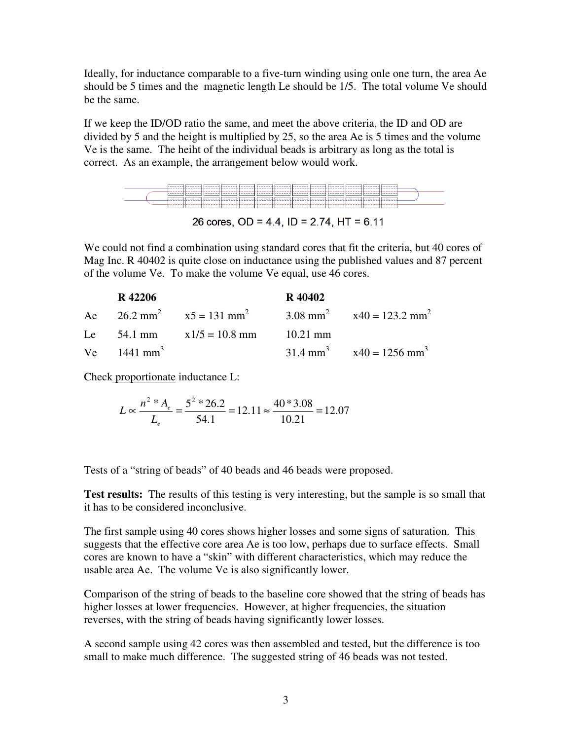Ideally, for inductance comparable to a five-turn winding using onle one turn, the area Ae should be 5 times and the magnetic length Le should be 1/5. The total volume Ve should be the same.

If we keep the ID/OD ratio the same, and meet the above criteria, the ID and OD are divided by 5 and the height is multiplied by 25, so the area Ae is 5 times and the volume Ve is the same. The heiht of the individual beads is arbitrary as long as the total is correct. As an example, the arrangement below would work.

26 cores, OD = 4.4, ID = 2.74, HT = 6.11

We could not find a combination using standard cores that fit the criteria, but 40 cores of Mag Inc. R 40402 is quite close on inductance using the published values and 87 percent of the volume Ve. To make the volume Ve equal, use 46 cores.

| | **R 42206** | | **R 40402** | |
|---|---|---|---|---|
| Ae | 26.2 $mm^2$ | x5 = 131 $mm^2$ | 3.08 $mm^2$ | x40 = 123.2 $mm^2$ |
| Le | 54.1 mm | x1/5 = 10.8 mm | 10.21 mm | |
| Ve | 1441 $mm^3$ | | 31.4 $mm^3$ | x40 = 1256 $mm^3$ |

Check proportionate inductance L:

$$L \propto \frac{n^2 * A_e}{L_e} = \frac{5^2 * 26.2}{54.1} = 12.11 \approx \frac{40 * 3.08}{10.21} = 12.07$$

Tests of a "string of beads" of 40 beads and 46 beads were proposed.

**Test results:** The results of this testing is very interesting, but the sample is so small that it has to be considered inconclusive.

The first sample using 40 cores shows higher losses and some signs of saturation. This suggests that the effective core area Ae is too low, perhaps due to surface effects. Small cores are known to have a "skin" with different characteristics, which may reduce the usable area Ae. The volume Ve is also significantly lower.

Comparison of the string of beads to the baseline core showed that the string of beads has higher losses at lower frequencies. However, at higher frequencies, the situation reverses, with the string of beads having significantly lower losses.

A second sample using 42 cores was then assembled and tested, but the difference is too small to make much difference. The suggested string of 46 beads was not tested.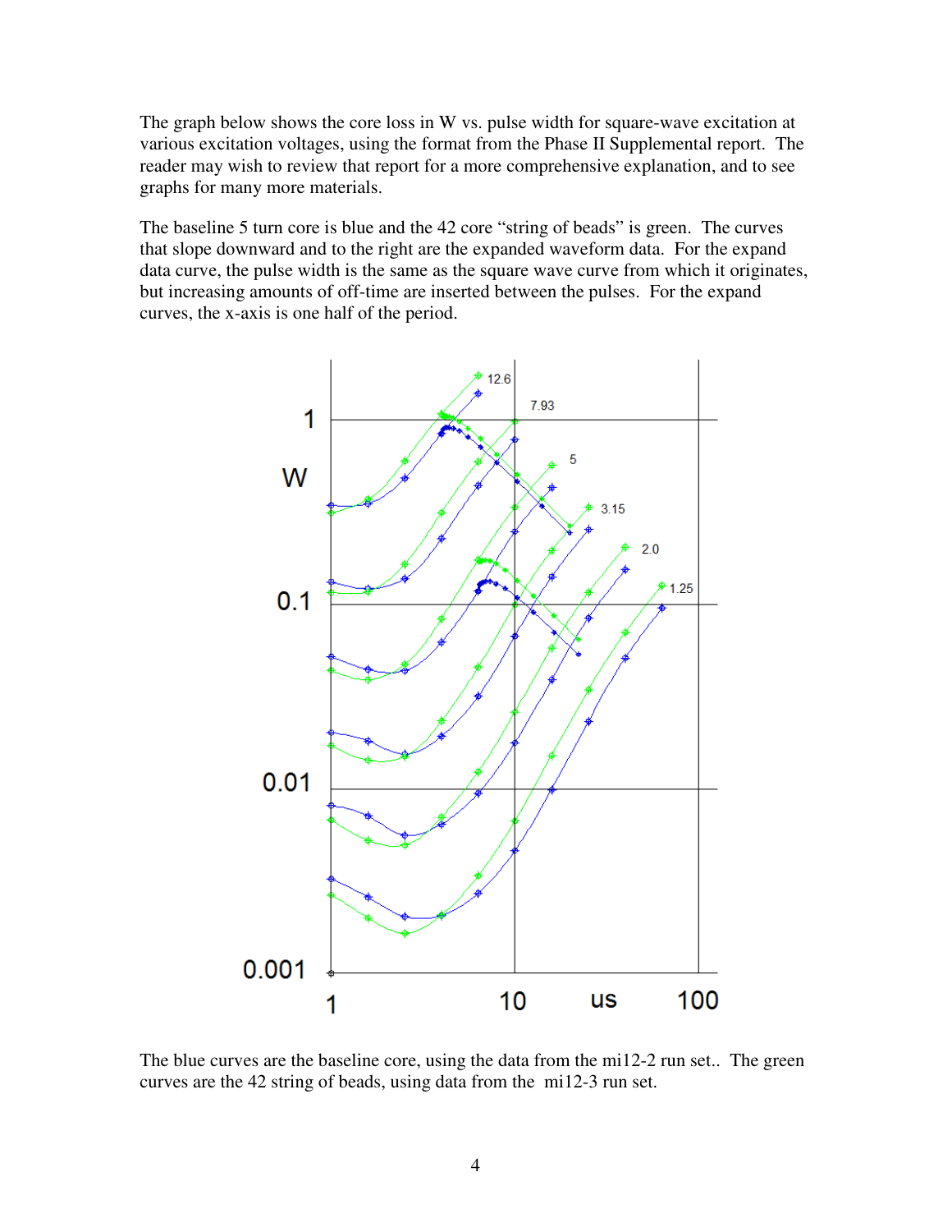The graph below shows the core loss in W vs. pulse width for square-wave excitation at various excitation voltages, using the format from the Phase II Supplemental report. The reader may wish to review that report for a more comprehensive explanation, and to see graphs for many more materials.

The baseline 5 turn core is blue and the 42 core "string of beads" is green. The curves that slope downward and to the right are the expanded waveform data. For the expand data curve, the pulse width is the same as the square wave curve from which it originates, but increasing amounts of off-time are inserted between the pulses. For the expand curves, the x-axis is one half of the period.

The blue curves are the baseline core, using the data from the mi12-2 run set.. The green curves are the 42 string of beads, using data from the mi12-3 run set.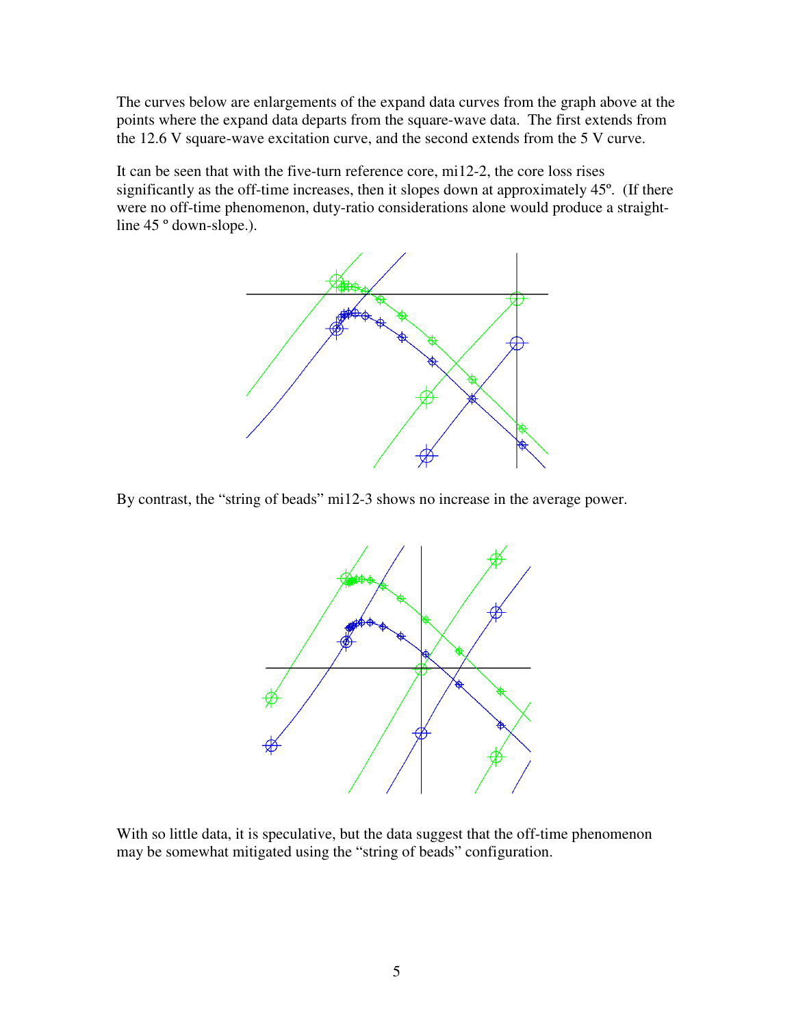The curves below are enlargements of the expand data curves from the graph above at the points where the expand data departs from the square-wave data. The first extends from the 12.6 V square-wave excitation curve, and the second extends from the 5 V curve.

It can be seen that with the five-turn reference core, mi12-2, the core loss rises significantly as the off-time increases, then it slopes down at approximately 45º. (If there were no off-time phenomenon, duty-ratio considerations alone would produce a straight-line 45 º down-slope.).

By contrast, the "string of beads" mi12-3 shows no increase in the average power.

With so little data, it is speculative, but the data suggest that the off-time phenomenon may be somewhat mitigated using the "string of beads" configuration.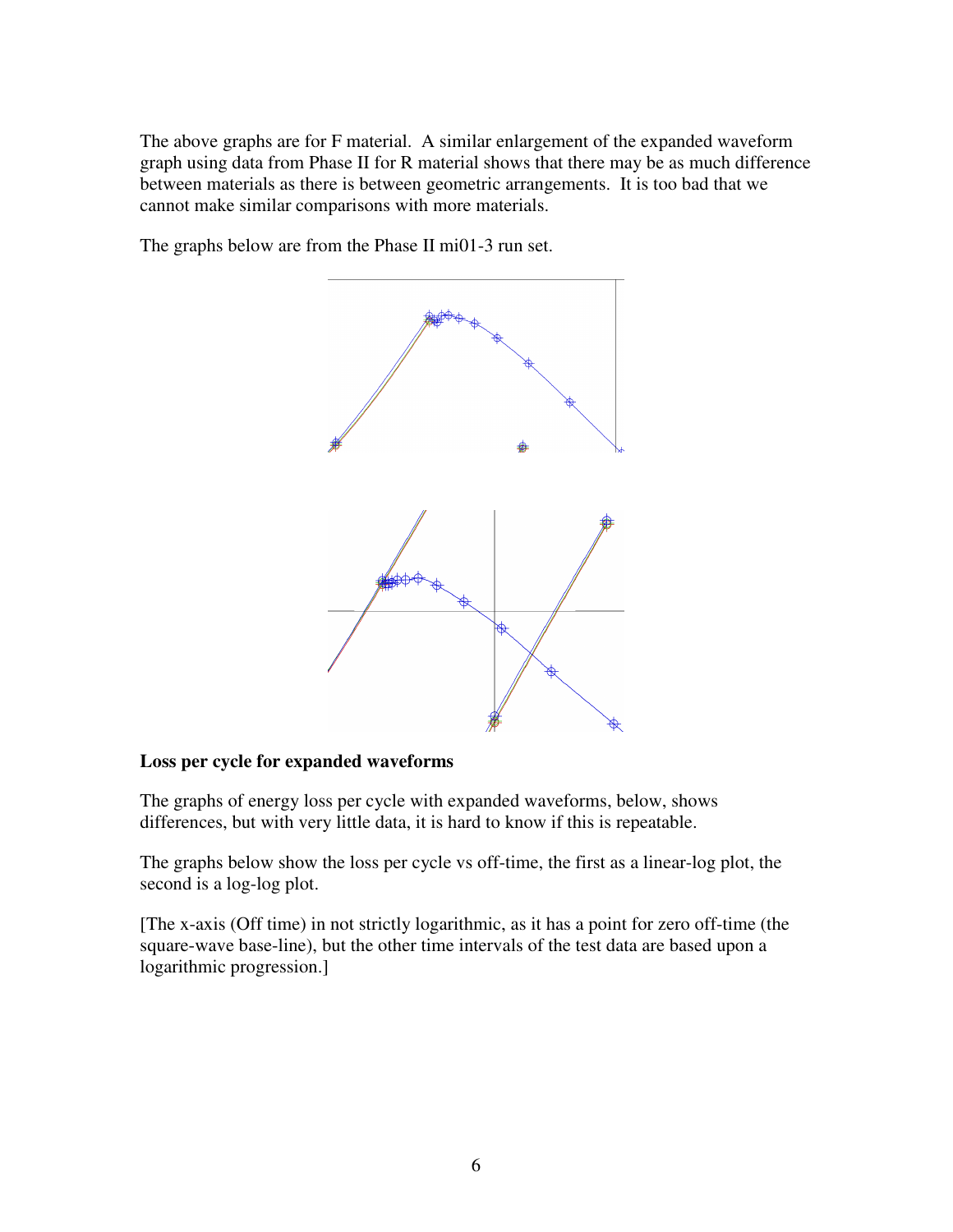The above graphs are for F material. A similar enlargement of the expanded waveform graph using data from Phase II for R material shows that there may be as much difference between materials as there is between geometric arrangements. It is too bad that we cannot make similar comparisons with more materials.

The graphs below are from the Phase II mi01-3 run set.

**Loss per cycle for expanded waveforms**

The graphs of energy loss per cycle with expanded waveforms, below, shows differences, but with very little data, it is hard to know if this is repeatable.

The graphs below show the loss per cycle vs off-time, the first as a linear-log plot, the second is a log-log plot.

[The x-axis (Off time) in not strictly logarithmic, as it has a point for zero off-time (the square-wave base-line), but the other time intervals of the test data are based upon a logarithmic progression.]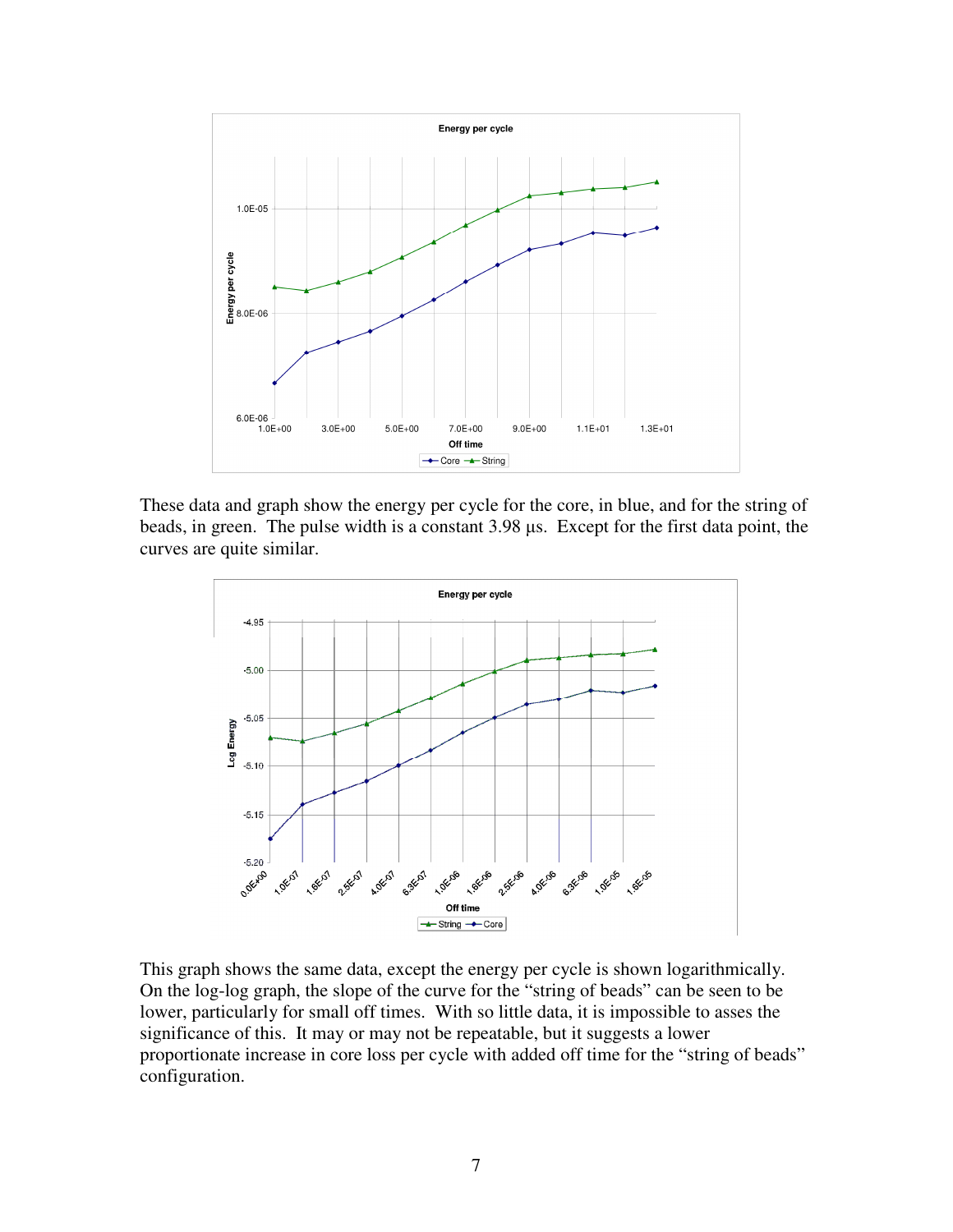These data and graph show the energy per cycle for the core, in blue, and for the string of beads, in green. The pulse width is a constant 3.98 μs. Except for the first data point, the curves are quite similar.

This graph shows the same data, except the energy per cycle is shown logarithmically. On the log-log graph, the slope of the curve for the "string of beads" can be seen to be lower, particularly for small off times. With so little data, it is impossible to asses the significance of this. It may or may not be repeatable, but it suggests a lower proportionate increase in core loss per cycle with added off time for the "string of beads" configuration.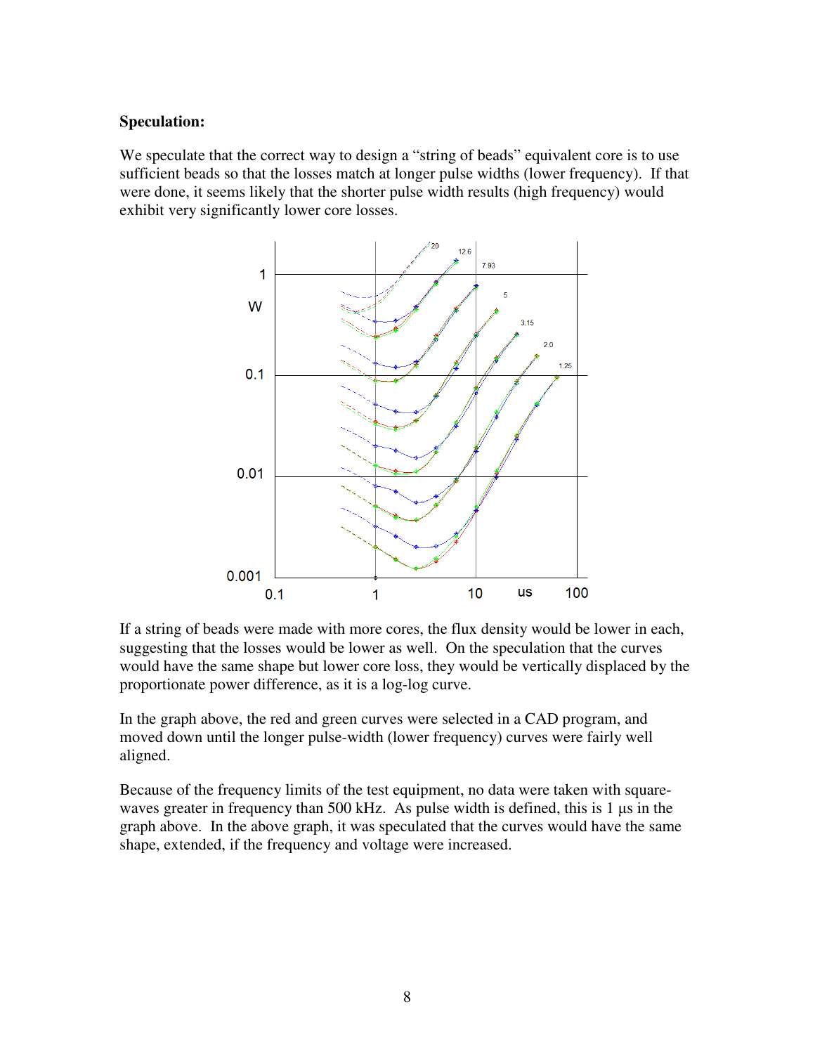**Speculation:**

We speculate that the correct way to design a "string of beads" equivalent core is to use sufficient beads so that the losses match at longer pulse widths (lower frequency). If that were done, it seems likely that the shorter pulse width results (high frequency) would exhibit very significantly lower core losses.

1
W
0.1
0.01
0.001
0.1
1
10
us
100
20
12.6
7.93
5
3.15
2.0
1.25

If a string of beads were made with more cores, the flux density would be lower in each, suggesting that the losses would be lower as well. On the speculation that the curves would have the same shape but lower core loss, they would be vertically displaced by the proportionate power difference, as it is a log-log curve.

In the graph above, the red and green curves were selected in a CAD program, and moved down until the longer pulse-width (lower frequency) curves were fairly well aligned.

Because of the frequency limits of the test equipment, no data were taken with square-waves greater in frequency than 500 kHz. As pulse width is defined, this is 1 μs in the graph above. In the above graph, it was speculated that the curves would have the same shape, extended, if the frequency and voltage were increased.